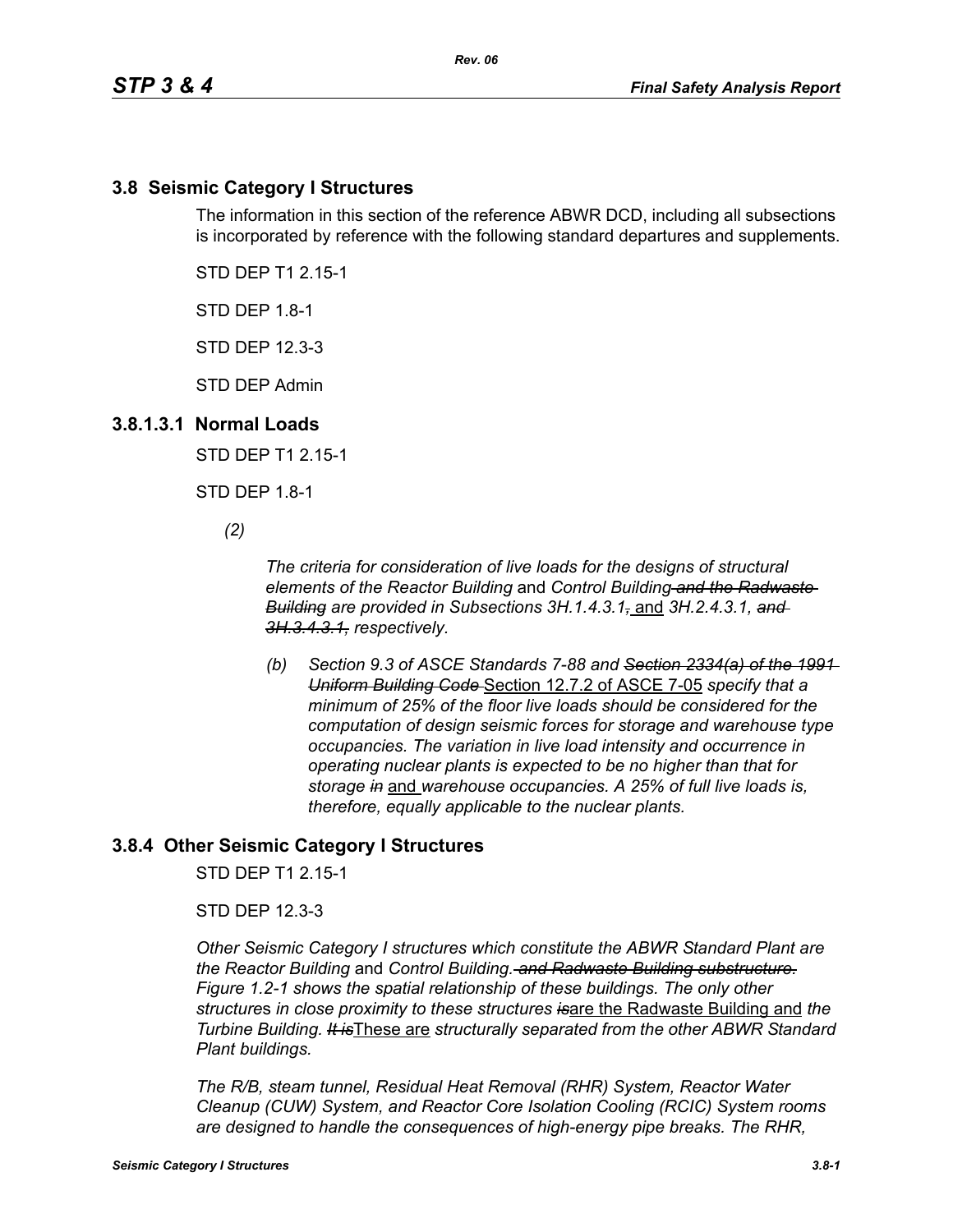## 3.8 Seismic Category I Structures

The information in this section of the reference ABWR DCD, including all subsections is incorporated by reference with the following standard departures and supplements.

STD DEP T1 2.15-1

STD DEP 1.8-1

STD DEP 12.3-3

STD DEP Admin

### 3.8.1.3.1 Normal Loads

STD DEP T1 2.15-1

STD DEP 1.8-1

*(2)*

*The criteria for consideration of live loads for the designs of structural elements of the Reactor Building* and *Control Building ~~and the Radwaste Building~~ are provided in Subsections 3H.1.4.3.1~~,~~* and *3H.2.4.3.1, ~~and 3H.3.4.3.1,~~ respectively*.

*(b) Section 9.3 of ASCE Standards 7-88 and ~~Section 2334(a) of the 1991 Uniform Building Code~~* Section 12.7.2 of ASCE 7-05 *specify that a minimum of 25% of the floor live loads should be considered for the computation of design seismic forces for storage and warehouse type occupancies. The variation in live load intensity and occurrence in operating nuclear plants is expected to be no higher than that for storage ~~in~~* and *warehouse occupancies. A 25% of full live loads is, therefore, equally applicable to the nuclear plants.*

## 3.8.4 Other Seismic Category I Structures

STD DEP T1 2.15-1

STD DEP 12.3-3

*Other Seismic Category I structures which constitute the ABWR Standard Plant are the Reactor Building* and *Control Building.~~and Radwaste Building substructure.~~ Figure 1.2-1 shows the spatial relationship of these buildings. The only other structure*s *in close proximity to these structures ~~is~~*are the Radwaste Building and *the Turbine Building. ~~It is~~*These are *structurally separated from the other ABWR Standard Plant buildings.*

*The R/B, steam tunnel, Residual Heat Removal (RHR) System, Reactor Water Cleanup (CUW) System, and Reactor Core Isolation Cooling (RCIC) System rooms are designed to handle the consequences of high-energy pipe breaks. The RHR,*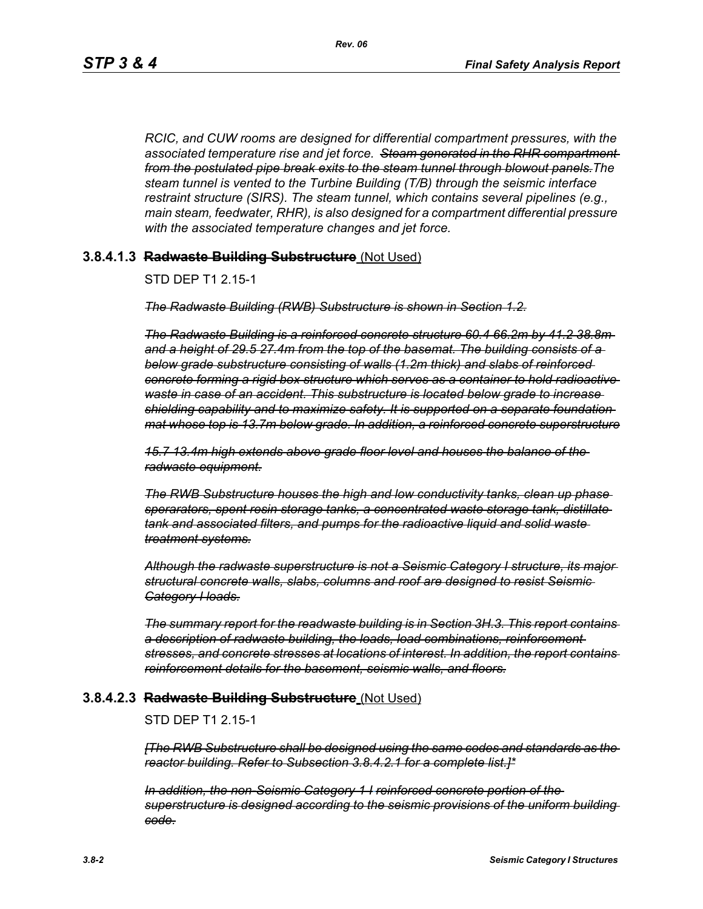*RCIC, and CUW rooms are designed for differential compartment pressures, with the associated temperature rise and jet force. ~~Steam generated in the RHR compartment from the postulated pipe break exits to the steam tunnel through blowout panels.~~The steam tunnel is vented to the Turbine Building (T/B) through the seismic interface restraint structure (SIRS). The steam tunnel, which contains several pipelines (e.g., main steam, feedwater, RHR), is also designed for a compartment differential pressure with the associated temperature changes and jet force.*

### 3.8.4.1.3 ~~Radwaste Building Substructure~~ (Not Used)

STD DEP T1 2.15-1

~~*The Radwaste Building (RWB) Substructure is shown in Section 1.2.*~~

~~*The Radwaste Building is a reinforced concrete structure 60.4 66.2m by 41.2 38.8m and a height of 29.5 27.4m from the top of the basemat. The building consists of a below grade substructure consisting of walls (1.2m thick) and slabs of reinforced concrete forming a rigid box structure which serves as a container to hold radioactive waste in case of an accident. This substructure is located below grade to increase shielding capability and to maximize safety. It is supported on a separate foundation mat whose top is 13.7m below grade. In addition, a reinforced concrete superstructure*~~

~~*15.7 13.4m high extends above grade floor level and houses the balance of the radwaste equipment.*~~

~~*The RWB Substructure houses the high and low conductivity tanks, clean up phase sperarators, spent resin storage tanks, a concentrated waste storage tank, distillate tank and associated filters, and pumps for the radioactive liquid and solid waste treatment systems.*~~

~~*Although the radwaste superstructure is not a Seismic Category I structure, its major structural concrete walls, slabs, columns and roof are designed to resist Seismic Category I loads.*~~

~~*The summary report for the readwaste building is in Section 3H.3. This report contains a description of radwaste building, the loads, load combinations, reinforcement stresses, and concrete stresses at locations of interest. In addition, the report contains reinforcement details for the basement, seismic walls, and floors.*~~

### 3.8.4.2.3 ~~Radwaste Building Substructure~~ (Not Used)

STD DEP T1 2.15-1

~~*[The RWB Substructure shall be designed using the same codes and standards as the reactor building. Refer to Subsection 3.8.4.2.1 for a complete list.]\**~~

~~*In addition, the non-Seismic Category 1 I reinforced concrete portion of the superstructure is designed according to the seismic provisions of the uniform building code.*~~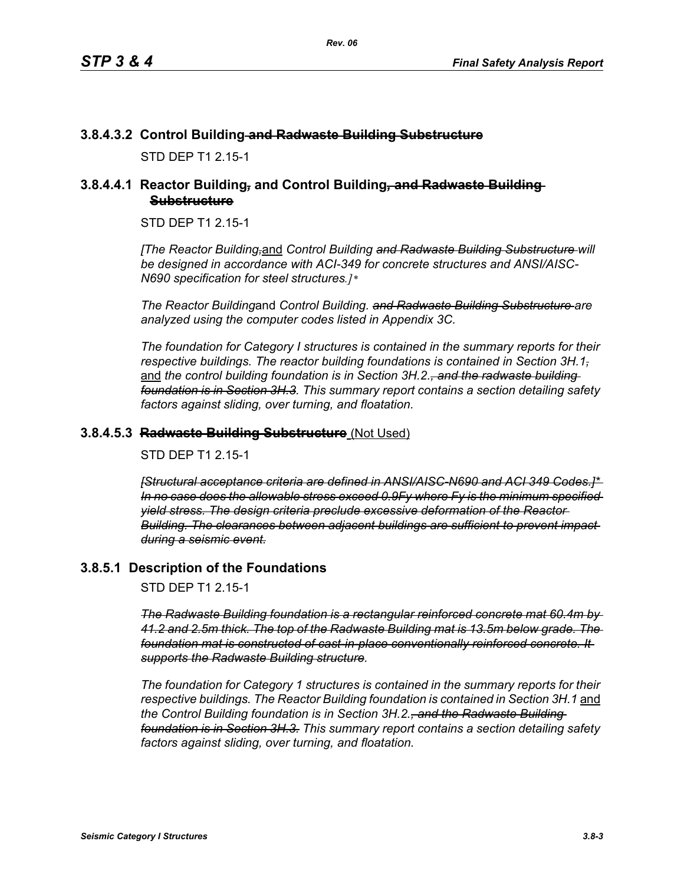### 3.8.4.3.2 Control Building ~~and Radwaste Building Substructure~~

STD DEP T1 2.15-1

### 3.8.4.4.1 Reactor Building~~,~~ and Control Building~~, and Radwaste Building Substructure~~

STD DEP T1 2.15-1

*[The Reactor Building~~,~~*and *Control Building ~~and Radwaste Building Substructure~~ will be designed in accordance with ACI-349 for concrete structures and ANSI/AISC-N690 specification for steel structures.]\**

*The Reactor Building*and *Control Building. ~~and Radwaste Building Substructure~~ are analyzed using the computer codes listed in Appendix 3C.*

*The foundation for Category I structures is contained in the summary reports for their respective buildings. The reactor building foundations is contained in Section 3H.1~~,~~* and *the control building foundation is in Section 3H.2.~~, and the radwaste building foundation is in Section 3H.3~~. This summary report contains a section detailing safety factors against sliding, over turning, and floatation.*

### 3.8.4.5.3 ~~Radwaste Building Substructure~~ (Not Used)

STD DEP T1 2.15-1

*~~[Structural acceptance criteria are defined in ANSI/AISC-N690 and ACI 349 Codes.]\* In no case does the allowable stress exceed 0.9Fy where Fy is the minimum specified yield stress. The design criteria preclude excessive deformation of the Reactor Building. The clearances between adjacent buildings are sufficient to prevent impact during a seismic event.~~*

## 3.8.5.1 Description of the Foundations

STD DEP T1 2.15-1

*~~The Radwaste Building foundation is a rectangular reinforced concrete mat 60.4m by 41.2 and 2.5m thick. The top of the Radwaste Building mat is 13.5m below grade. The foundation mat is constructed of cast-in-place conventionally reinforced concrete. It supports the Radwaste Building structure~~.*

*The foundation for Category 1 structures is contained in the summary reports for their respective buildings. The Reactor Building foundation is contained in Section 3H.1* and *the Control Building foundation is in Section 3H.2.~~, and the Radwaste Building foundation is in Section 3H.3.~~ This summary report contains a section detailing safety factors against sliding, over turning, and floatation.*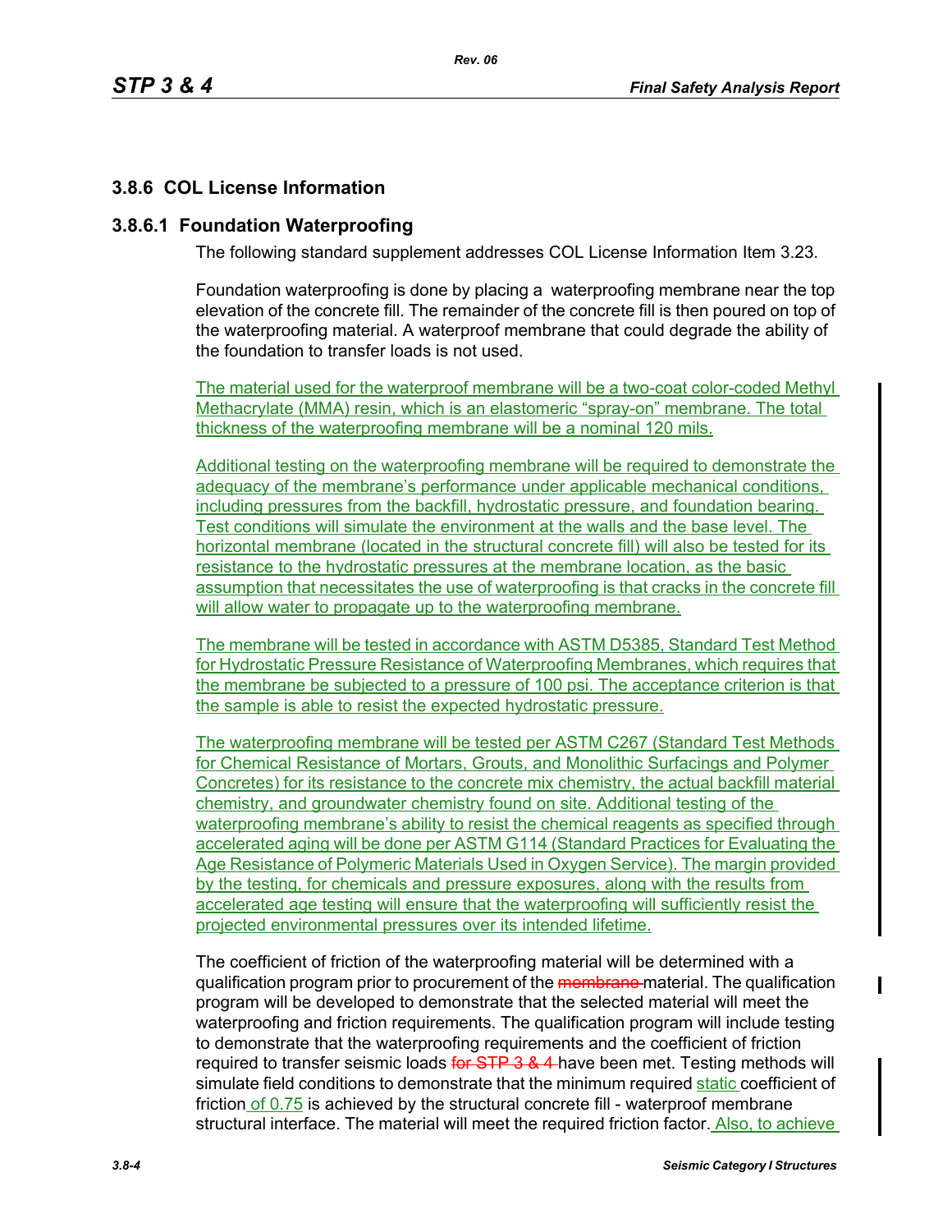## 3.8.6 COL License Information

### 3.8.6.1 Foundation Waterproofing

The following standard supplement addresses COL License Information Item 3.23.

Foundation waterproofing is done by placing a waterproofing membrane near the top elevation of the concrete fill. The remainder of the concrete fill is then poured on top of the waterproofing material. A waterproof membrane that could degrade the ability of the foundation to transfer loads is not used.

The material used for the waterproof membrane will be a two-coat color-coded Methyl Methacrylate (MMA) resin, which is an elastomeric "spray-on" membrane. The total thickness of the waterproofing membrane will be a nominal 120 mils.

Additional testing on the waterproofing membrane will be required to demonstrate the adequacy of the membrane's performance under applicable mechanical conditions, including pressures from the backfill, hydrostatic pressure, and foundation bearing. Test conditions will simulate the environment at the walls and the base level. The horizontal membrane (located in the structural concrete fill) will also be tested for its resistance to the hydrostatic pressures at the membrane location, as the basic assumption that necessitates the use of waterproofing is that cracks in the concrete fill will allow water to propagate up to the waterproofing membrane.

The membrane will be tested in accordance with ASTM D5385, Standard Test Method for Hydrostatic Pressure Resistance of Waterproofing Membranes, which requires that the membrane be subjected to a pressure of 100 psi. The acceptance criterion is that the sample is able to resist the expected hydrostatic pressure.

The waterproofing membrane will be tested per ASTM C267 (Standard Test Methods for Chemical Resistance of Mortars, Grouts, and Monolithic Surfacings and Polymer Concretes) for its resistance to the concrete mix chemistry, the actual backfill material chemistry, and groundwater chemistry found on site. Additional testing of the waterproofing membrane's ability to resist the chemical reagents as specified through accelerated aging will be done per ASTM G114 (Standard Practices for Evaluating the Age Resistance of Polymeric Materials Used in Oxygen Service). The margin provided by the testing, for chemicals and pressure exposures, along with the results from accelerated age testing will ensure that the waterproofing will sufficiently resist the projected environmental pressures over its intended lifetime.

The coefficient of friction of the waterproofing material will be determined with a qualification program prior to procurement of the ~~membrane~~ material. The qualification program will be developed to demonstrate that the selected material will meet the waterproofing and friction requirements. The qualification program will include testing to demonstrate that the waterproofing requirements and the coefficient of friction required to transfer seismic loads ~~for STP 3 & 4~~ have been met. Testing methods will simulate field conditions to demonstrate that the minimum required static coefficient of friction of 0.75 is achieved by the structural concrete fill - waterproof membrane structural interface. The material will meet the required friction factor. Also, to achieve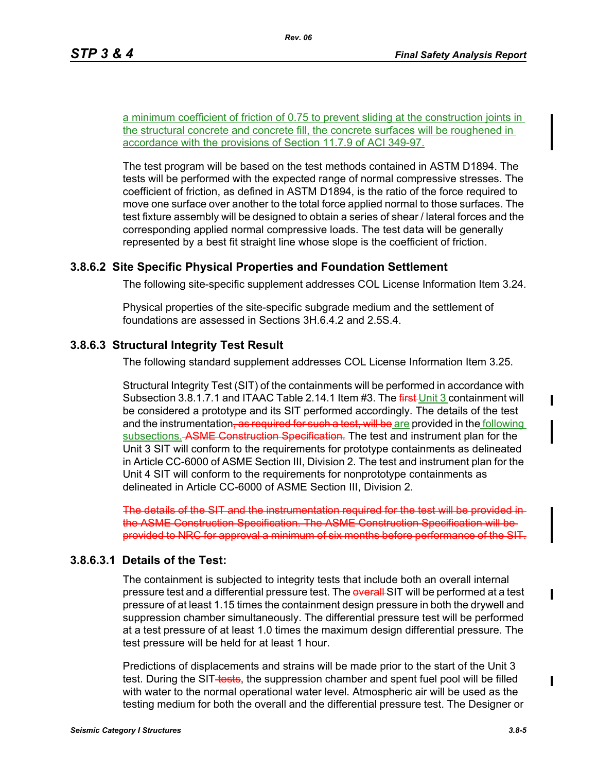a minimum coefficient of friction of 0.75 to prevent sliding at the construction joints in the structural concrete and concrete fill, the concrete surfaces will be roughened in accordance with the provisions of Section 11.7.9 of ACI 349-97.

The test program will be based on the test methods contained in ASTM D1894. The tests will be performed with the expected range of normal compressive stresses. The coefficient of friction, as defined in ASTM D1894, is the ratio of the force required to move one surface over another to the total force applied normal to those surfaces. The test fixture assembly will be designed to obtain a series of shear / lateral forces and the corresponding applied normal compressive loads. The test data will be generally represented by a best fit straight line whose slope is the coefficient of friction.

### 3.8.6.2 Site Specific Physical Properties and Foundation Settlement

The following site-specific supplement addresses COL License Information Item 3.24.

Physical properties of the site-specific subgrade medium and the settlement of foundations are assessed in Sections 3H.6.4.2 and 2.5S.4.

### 3.8.6.3 Structural Integrity Test Result

The following standard supplement addresses COL License Information Item 3.25.

Structural Integrity Test (SIT) of the containments will be performed in accordance with Subsection 3.8.1.7.1 and ITAAC Table 2.14.1 Item #3. The ~~first~~ Unit 3 containment will be considered a prototype and its SIT performed accordingly. The details of the test and the instrumentation~~, as required for such a test, will be~~ are provided in the following subsections. ~~ASME Construction Specification.~~ The test and instrument plan for the Unit 3 SIT will conform to the requirements for prototype containments as delineated in Article CC-6000 of ASME Section III, Division 2. The test and instrument plan for the Unit 4 SIT will conform to the requirements for nonprototype containments as delineated in Article CC-6000 of ASME Section III, Division 2.

~~The details of the SIT and the instrumentation required for the test will be provided in the ASME Construction Specification. The ASME Construction Specification will be provided to NRC for approval a minimum of six months before performance of the SIT.~~

#### 3.8.6.3.1 Details of the Test:

The containment is subjected to integrity tests that include both an overall internal pressure test and a differential pressure test. The ~~overall~~ SIT will be performed at a test pressure of at least 1.15 times the containment design pressure in both the drywell and suppression chamber simultaneously. The differential pressure test will be performed at a test pressure of at least 1.0 times the maximum design differential pressure. The test pressure will be held for at least 1 hour.

Predictions of displacements and strains will be made prior to the start of the Unit 3 test. During the SIT~~tests~~, the suppression chamber and spent fuel pool will be filled with water to the normal operational water level. Atmospheric air will be used as the testing medium for both the overall and the differential pressure test. The Designer or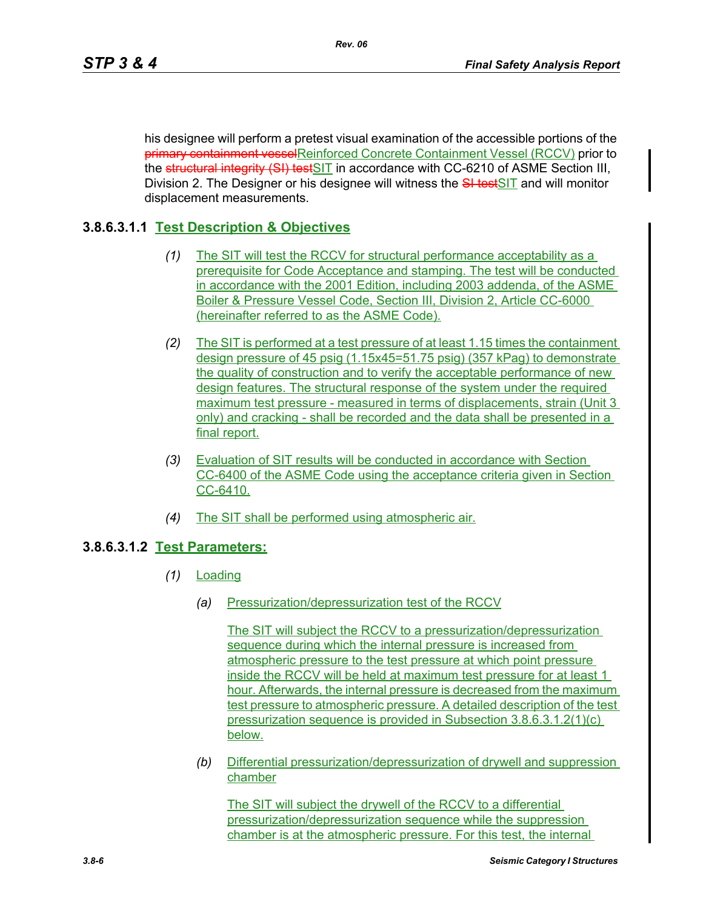his designee will perform a pretest visual examination of the accessible portions of the ~~primary containment vessel~~Reinforced Concrete Containment Vessel (RCCV) prior to the ~~structural integrity (SI) test~~SIT in accordance with CC-6210 of ASME Section III, Division 2. The Designer or his designee will witness the ~~SI test~~SIT and will monitor displacement measurements.

### 3.8.6.3.1.1 Test Description & Objectives

*(1)* The SIT will test the RCCV for structural performance acceptability as a prerequisite for Code Acceptance and stamping. The test will be conducted in accordance with the 2001 Edition, including 2003 addenda, of the ASME Boiler & Pressure Vessel Code, Section III, Division 2, Article CC-6000 (hereinafter referred to as the ASME Code).

*(2)* The SIT is performed at a test pressure of at least 1.15 times the containment design pressure of 45 psig (1.15x45=51.75 psig) (357 kPag) to demonstrate the quality of construction and to verify the acceptable performance of new design features. The structural response of the system under the required maximum test pressure - measured in terms of displacements, strain (Unit 3 only) and cracking - shall be recorded and the data shall be presented in a final report.

*(3)* Evaluation of SIT results will be conducted in accordance with Section CC-6400 of the ASME Code using the acceptance criteria given in Section CC-6410.

*(4)* The SIT shall be performed using atmospheric air.

### 3.8.6.3.1.2 Test Parameters:

*(1)* Loading

*(a)* Pressurization/depressurization test of the RCCV

The SIT will subject the RCCV to a pressurization/depressurization sequence during which the internal pressure is increased from atmospheric pressure to the test pressure at which point pressure inside the RCCV will be held at maximum test pressure for at least 1 hour. Afterwards, the internal pressure is decreased from the maximum test pressure to atmospheric pressure. A detailed description of the test pressurization sequence is provided in Subsection 3.8.6.3.1.2(1)(c) below.

*(b)* Differential pressurization/depressurization of drywell and suppression chamber

The SIT will subject the drywell of the RCCV to a differential pressurization/depressurization sequence while the suppression chamber is at the atmospheric pressure. For this test, the internal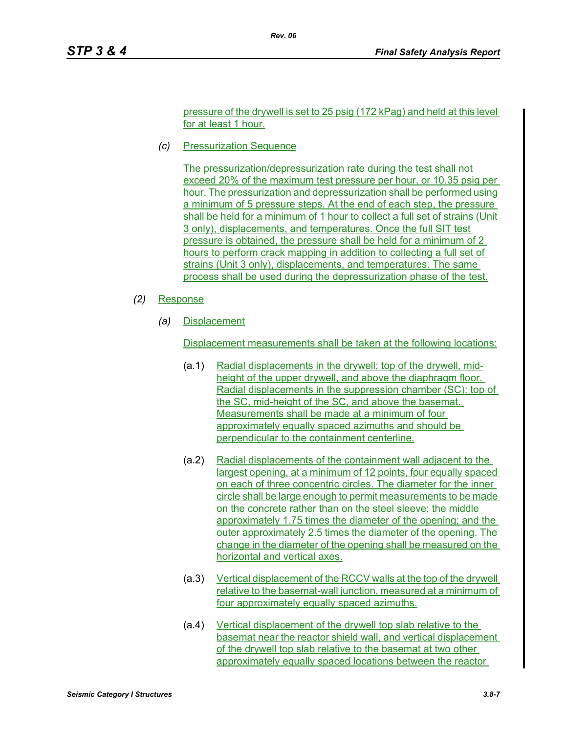pressure of the drywell is set to 25 psig (172 kPag) and held at this level for at least 1 hour.

*(c)* Pressurization Sequence

The pressurization/depressurization rate during the test shall not exceed 20% of the maximum test pressure per hour, or 10.35 psig per hour. The pressurization and depressurization shall be performed using a minimum of 5 pressure steps. At the end of each step, the pressure shall be held for a minimum of 1 hour to collect a full set of strains (Unit 3 only), displacements, and temperatures. Once the full SIT test pressure is obtained, the pressure shall be held for a minimum of 2 hours to perform crack mapping in addition to collecting a full set of strains (Unit 3 only), displacements, and temperatures. The same process shall be used during the depressurization phase of the test.

*(2)* Response

*(a)* Displacement

Displacement measurements shall be taken at the following locations:

(a.1) Radial displacements in the drywell: top of the drywell, mid-height of the upper drywell, and above the diaphragm floor. Radial displacements in the suppression chamber (SC): top of the SC, mid-height of the SC, and above the basemat. Measurements shall be made at a minimum of four approximately equally spaced azimuths and should be perpendicular to the containment centerline.

(a.2) Radial displacements of the containment wall adjacent to the largest opening, at a minimum of 12 points, four equally spaced on each of three concentric circles. The diameter for the inner circle shall be large enough to permit measurements to be made on the concrete rather than on the steel sleeve; the middle approximately 1.75 times the diameter of the opening; and the outer approximately 2.5 times the diameter of the opening. The change in the diameter of the opening shall be measured on the horizontal and vertical axes.

(a.3) Vertical displacement of the RCCV walls at the top of the drywell relative to the basemat-wall junction, measured at a minimum of four approximately equally spaced azimuths.

(a.4) Vertical displacement of the drywell top slab relative to the basemat near the reactor shield wall, and vertical displacement of the drywell top slab relative to the basemat at two other approximately equally spaced locations between the reactor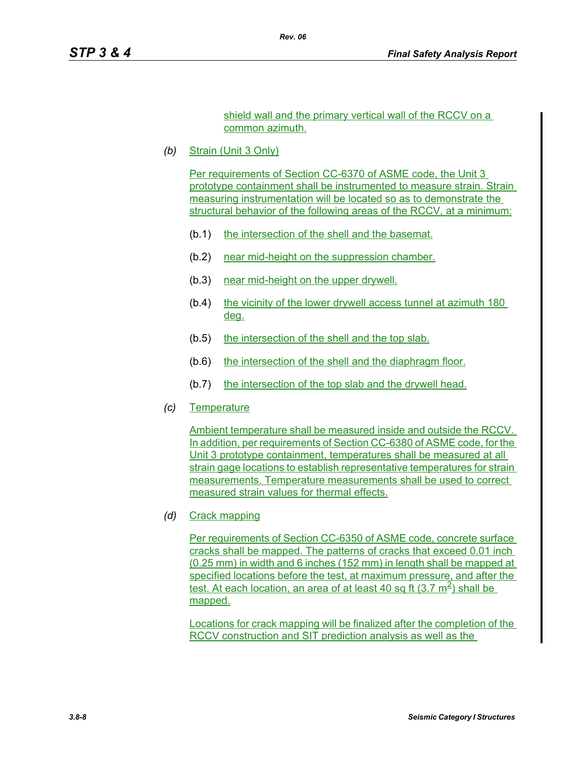shield wall and the primary vertical wall of the RCCV on a common azimuth.

*(b)* Strain (Unit 3 Only)

Per requirements of Section CC-6370 of ASME code, the Unit 3 prototype containment shall be instrumented to measure strain. Strain measuring instrumentation will be located so as to demonstrate the structural behavior of the following areas of the RCCV, at a minimum:

- (b.1) the intersection of the shell and the basemat.
- (b.2) near mid-height on the suppression chamber.
- (b.3) near mid-height on the upper drywell.
- (b.4) the vicinity of the lower drywell access tunnel at azimuth 180 deg.
- (b.5) the intersection of the shell and the top slab.
- (b.6) the intersection of the shell and the diaphragm floor.
- (b.7) the intersection of the top slab and the drywell head.

*(c)* Temperature

Ambient temperature shall be measured inside and outside the RCCV. In addition, per requirements of Section CC-6380 of ASME code, for the Unit 3 prototype containment, temperatures shall be measured at all strain gage locations to establish representative temperatures for strain measurements. Temperature measurements shall be used to correct measured strain values for thermal effects.

*(d)* Crack mapping

Per requirements of Section CC-6350 of ASME code, concrete surface cracks shall be mapped. The patterns of cracks that exceed 0.01 inch (0.25 mm) in width and 6 inches (152 mm) in length shall be mapped at specified locations before the test, at maximum pressure, and after the test. At each location, an area of at least 40 sq ft (3.7 $m^2$) shall be mapped.

Locations for crack mapping will be finalized after the completion of the RCCV construction and SIT prediction analysis as well as the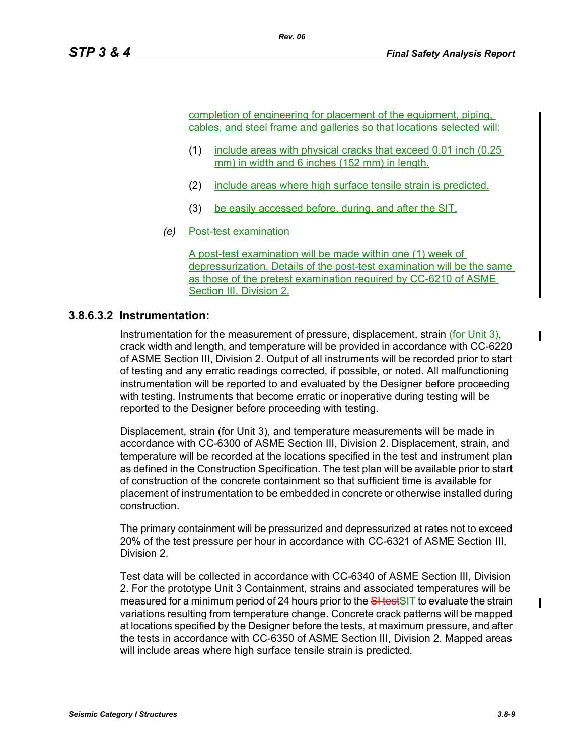completion of engineering for placement of the equipment, piping, cables, and steel frame and galleries so that locations selected will:

(1) include areas with physical cracks that exceed 0.01 inch (0.25 mm) in width and 6 inches (152 mm) in length.

(2) include areas where high surface tensile strain is predicted.

(3) be easily accessed before, during, and after the SIT.

*(e)* Post-test examination

A post-test examination will be made within one (1) week of depressurization. Details of the post-test examination will be the same as those of the pretest examination required by CC-6210 of ASME Section III, Division 2.

### 3.8.6.3.2 Instrumentation:

Instrumentation for the measurement of pressure, displacement, strain (for Unit 3), crack width and length, and temperature will be provided in accordance with CC-6220 of ASME Section III, Division 2. Output of all instruments will be recorded prior to start of testing and any erratic readings corrected, if possible, or noted. All malfunctioning instrumentation will be reported to and evaluated by the Designer before proceeding with testing. Instruments that become erratic or inoperative during testing will be reported to the Designer before proceeding with testing.

Displacement, strain (for Unit 3), and temperature measurements will be made in accordance with CC-6300 of ASME Section III, Division 2. Displacement, strain, and temperature will be recorded at the locations specified in the test and instrument plan as defined in the Construction Specification. The test plan will be available prior to start of construction of the concrete containment so that sufficient time is available for placement of instrumentation to be embedded in concrete or otherwise installed during construction.

The primary containment will be pressurized and depressurized at rates not to exceed 20% of the test pressure per hour in accordance with CC-6321 of ASME Section III, Division 2.

Test data will be collected in accordance with CC-6340 of ASME Section III, Division 2. For the prototype Unit 3 Containment, strains and associated temperatures will be measured for a minimum period of 24 hours prior to the ~~SI test~~SIT to evaluate the strain variations resulting from temperature change. Concrete crack patterns will be mapped at locations specified by the Designer before the tests, at maximum pressure, and after the tests in accordance with CC-6350 of ASME Section III, Division 2. Mapped areas will include areas where high surface tensile strain is predicted.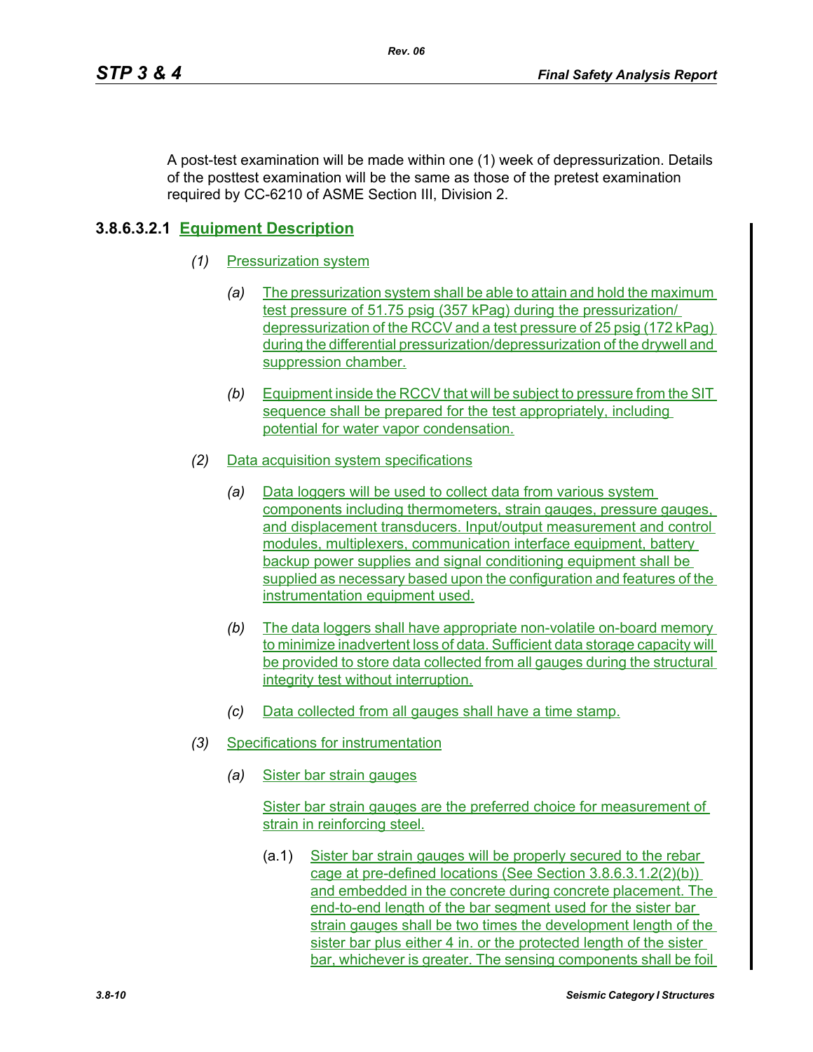A post-test examination will be made within one (1) week of depressurization. Details of the posttest examination will be the same as those of the pretest examination required by CC-6210 of ASME Section III, Division 2.

### 3.8.6.3.2.1 Equipment Description

*(1)* Pressurization system

   *(a)* The pressurization system shall be able to attain and hold the maximum test pressure of 51.75 psig (357 kPag) during the pressurization/ depressurization of the RCCV and a test pressure of 25 psig (172 kPag) during the differential pressurization/depressurization of the drywell and suppression chamber.

   *(b)* Equipment inside the RCCV that will be subject to pressure from the SIT sequence shall be prepared for the test appropriately, including potential for water vapor condensation.

*(2)* Data acquisition system specifications

   *(a)* Data loggers will be used to collect data from various system components including thermometers, strain gauges, pressure gauges, and displacement transducers. Input/output measurement and control modules, multiplexers, communication interface equipment, battery backup power supplies and signal conditioning equipment shall be supplied as necessary based upon the configuration and features of the instrumentation equipment used.

   *(b)* The data loggers shall have appropriate non-volatile on-board memory to minimize inadvertent loss of data. Sufficient data storage capacity will be provided to store data collected from all gauges during the structural integrity test without interruption.

   *(c)* Data collected from all gauges shall have a time stamp.

*(3)* Specifications for instrumentation

   *(a)* Sister bar strain gauges

   Sister bar strain gauges are the preferred choice for measurement of strain in reinforcing steel.

      (a.1) Sister bar strain gauges will be properly secured to the rebar cage at pre-defined locations (See Section 3.8.6.3.1.2(2)(b)) and embedded in the concrete during concrete placement. The end-to-end length of the bar segment used for the sister bar strain gauges shall be two times the development length of the sister bar plus either 4 in. or the protected length of the sister bar, whichever is greater. The sensing components shall be foil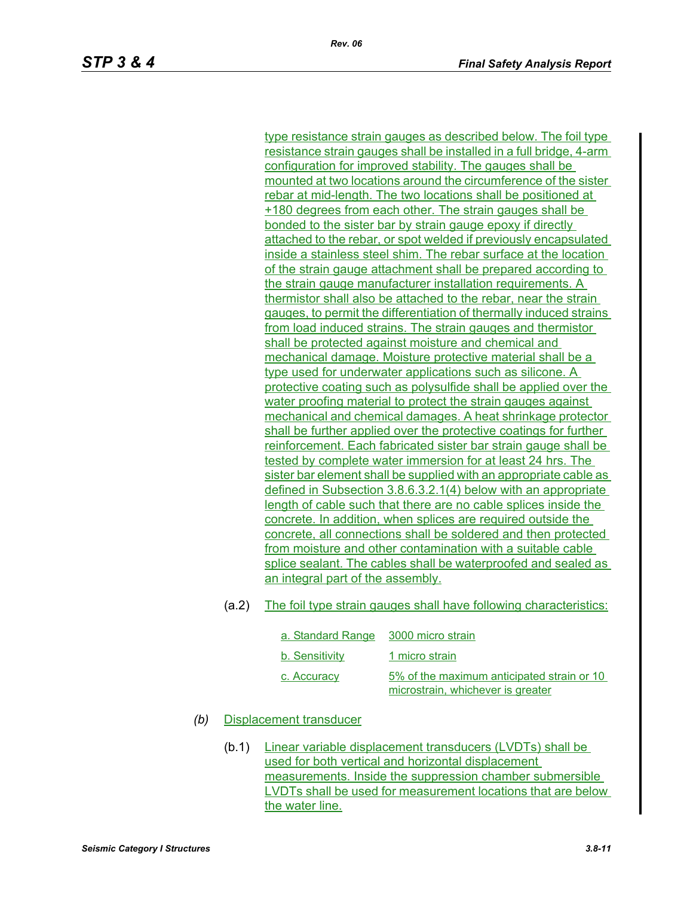type resistance strain gauges as described below. The foil type resistance strain gauges shall be installed in a full bridge, 4-arm configuration for improved stability. The gauges shall be mounted at two locations around the circumference of the sister rebar at mid-length. The two locations shall be positioned at +180 degrees from each other. The strain gauges shall be bonded to the sister bar by strain gauge epoxy if directly attached to the rebar, or spot welded if previously encapsulated inside a stainless steel shim. The rebar surface at the location of the strain gauge attachment shall be prepared according to the strain gauge manufacturer installation requirements. A thermistor shall also be attached to the rebar, near the strain gauges, to permit the differentiation of thermally induced strains from load induced strains. The strain gauges and thermistor shall be protected against moisture and chemical and mechanical damage. Moisture protective material shall be a type used for underwater applications such as silicone. A protective coating such as polysulfide shall be applied over the water proofing material to protect the strain gauges against mechanical and chemical damages. A heat shrinkage protector shall be further applied over the protective coatings for further reinforcement. Each fabricated sister bar strain gauge shall be tested by complete water immersion for at least 24 hrs. The sister bar element shall be supplied with an appropriate cable as defined in Subsection 3.8.6.3.2.1(4) below with an appropriate length of cable such that there are no cable splices inside the concrete. In addition, when splices are required outside the concrete, all connections shall be soldered and then protected from moisture and other contamination with a suitable cable splice sealant. The cables shall be waterproofed and sealed as an integral part of the assembly.

(a.2) The foil type strain gauges shall have following characteristics:

| | |
|---|---|
| a. Standard Range | 3000 micro strain |
| b. Sensitivity | 1 micro strain |
| c. Accuracy | 5% of the maximum anticipated strain or 10 microstrain, whichever is greater |

*(b)* Displacement transducer

(b.1) Linear variable displacement transducers (LVDTs) shall be used for both vertical and horizontal displacement measurements. Inside the suppression chamber submersible LVDTs shall be used for measurement locations that are below the water line.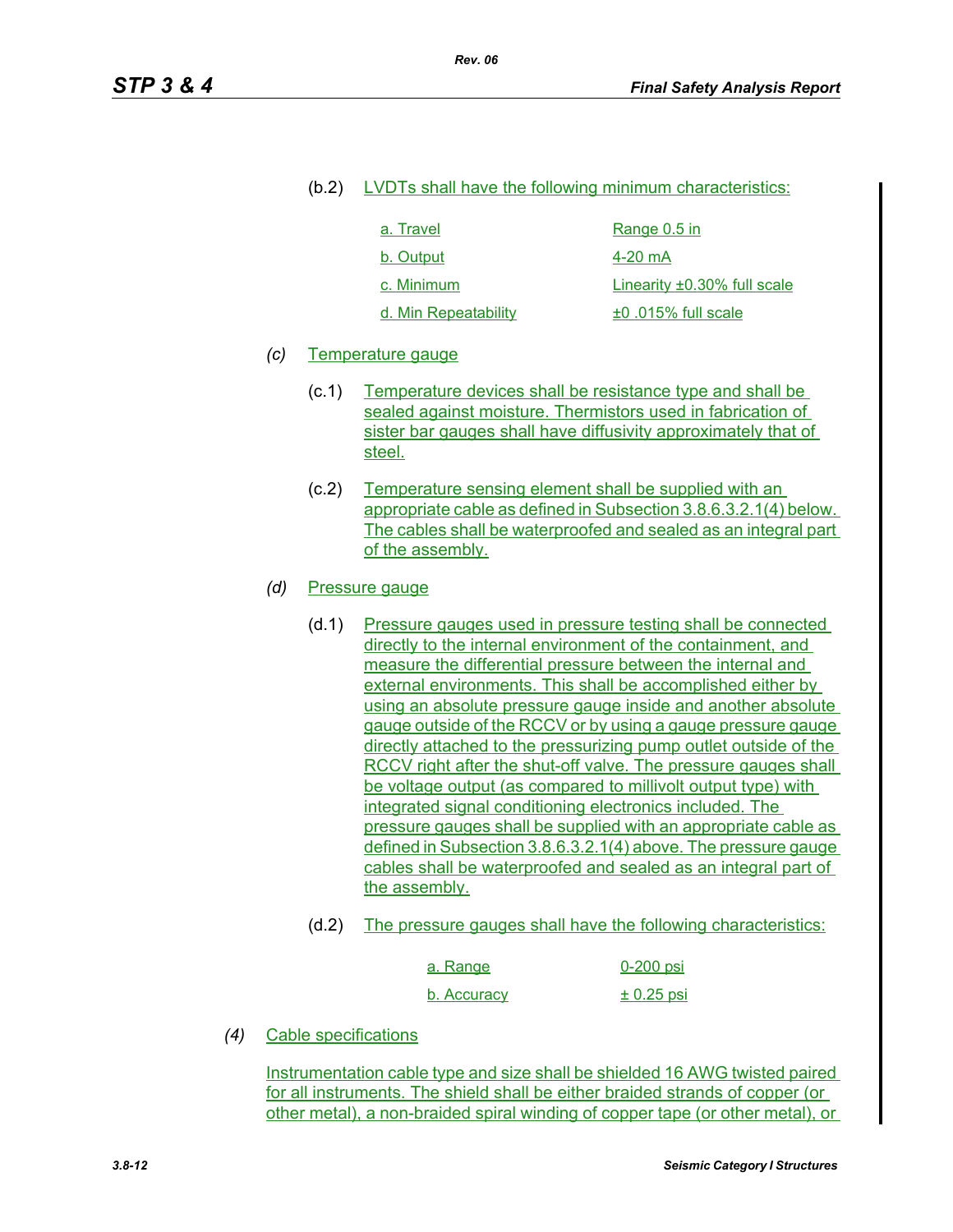(b.2) LVDTs shall have the following minimum characteristics:

| | |
|---|---|
| a. Travel | Range 0.5 in |
| b. Output | 4-20 mA |
| c. Minimum | Linearity ±0.30% full scale |
| d. Min Repeatability | ±0 .015% full scale |

*(c)* Temperature gauge

(c.1) Temperature devices shall be resistance type and shall be sealed against moisture. Thermistors used in fabrication of sister bar gauges shall have diffusivity approximately that of steel.

(c.2) Temperature sensing element shall be supplied with an appropriate cable as defined in Subsection 3.8.6.3.2.1(4) below. The cables shall be waterproofed and sealed as an integral part of the assembly.

*(d)* Pressure gauge

(d.1) Pressure gauges used in pressure testing shall be connected directly to the internal environment of the containment, and measure the differential pressure between the internal and external environments. This shall be accomplished either by using an absolute pressure gauge inside and another absolute gauge outside of the RCCV or by using a gauge pressure gauge directly attached to the pressurizing pump outlet outside of the RCCV right after the shut-off valve. The pressure gauges shall be voltage output (as compared to millivolt output type) with integrated signal conditioning electronics included. The pressure gauges shall be supplied with an appropriate cable as defined in Subsection 3.8.6.3.2.1(4) above. The pressure gauge cables shall be waterproofed and sealed as an integral part of the assembly.

(d.2) The pressure gauges shall have the following characteristics:

| | |
|---|---|
| a. Range | 0-200 psi |
| b. Accuracy | ± 0.25 psi |

*(4)* Cable specifications

Instrumentation cable type and size shall be shielded 16 AWG twisted paired for all instruments. The shield shall be either braided strands of copper (or other metal), a non-braided spiral winding of copper tape (or other metal), or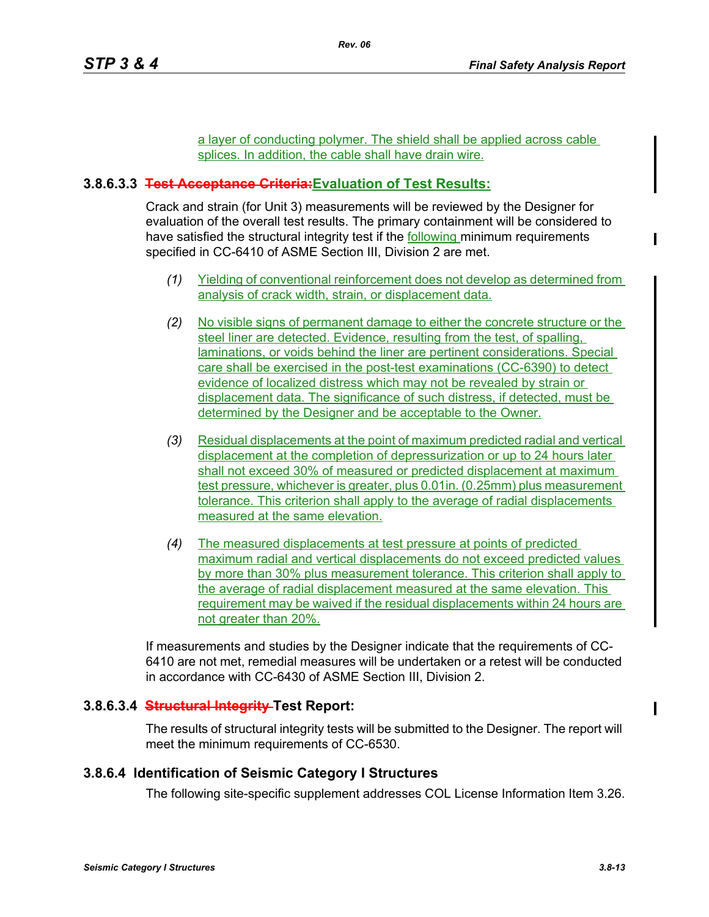a layer of conducting polymer. The shield shall be applied across cable splices. In addition, the cable shall have drain wire.

### 3.8.6.3.3 ~~Test Acceptance Criteria:~~ Evaluation of Test Results:

Crack and strain (for Unit 3) measurements will be reviewed by the Designer for evaluation of the overall test results. The primary containment will be considered to have satisfied the structural integrity test if the following minimum requirements specified in CC-6410 of ASME Section III, Division 2 are met.

*(1)* Yielding of conventional reinforcement does not develop as determined from analysis of crack width, strain, or displacement data.

*(2)* No visible signs of permanent damage to either the concrete structure or the steel liner are detected. Evidence, resulting from the test, of spalling, laminations, or voids behind the liner are pertinent considerations. Special care shall be exercised in the post-test examinations (CC-6390) to detect evidence of localized distress which may not be revealed by strain or displacement data. The significance of such distress, if detected, must be determined by the Designer and be acceptable to the Owner.

*(3)* Residual displacements at the point of maximum predicted radial and vertical displacement at the completion of depressurization or up to 24 hours later shall not exceed 30% of measured or predicted displacement at maximum test pressure, whichever is greater, plus 0.01in. (0.25mm) plus measurement tolerance. This criterion shall apply to the average of radial displacements measured at the same elevation.

*(4)* The measured displacements at test pressure at points of predicted maximum radial and vertical displacements do not exceed predicted values by more than 30% plus measurement tolerance. This criterion shall apply to the average of radial displacement measured at the same elevation. This requirement may be waived if the residual displacements within 24 hours are not greater than 20%.

If measurements and studies by the Designer indicate that the requirements of CC-6410 are not met, remedial measures will be undertaken or a retest will be conducted in accordance with CC-6430 of ASME Section III, Division 2.

### 3.8.6.3.4 ~~Structural Integrity~~ Test Report:

The results of structural integrity tests will be submitted to the Designer. The report will meet the minimum requirements of CC-6530.

## 3.8.6.4 Identification of Seismic Category I Structures

The following site-specific supplement addresses COL License Information Item 3.26.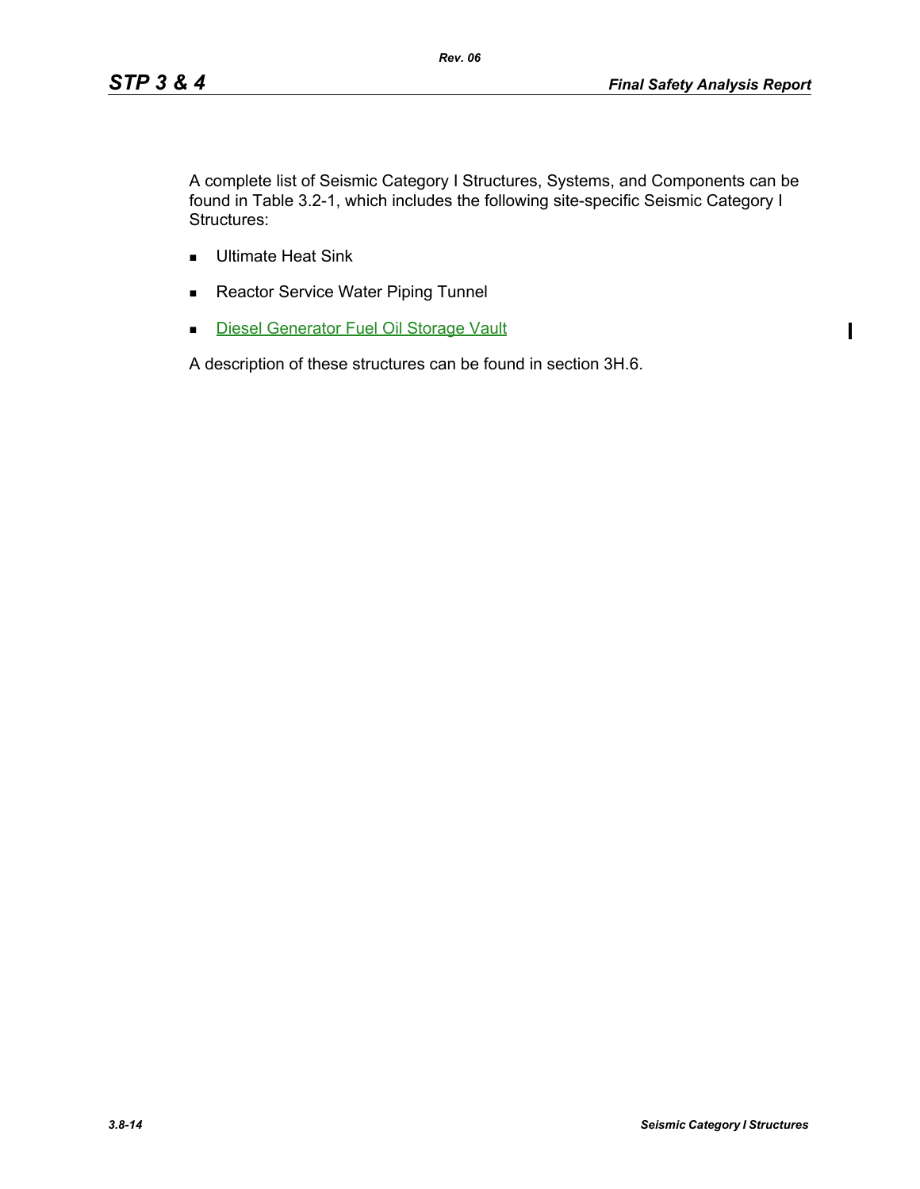A complete list of Seismic Category I Structures, Systems, and Components can be found in Table 3.2-1, which includes the following site-specific Seismic Category I Structures:

- Ultimate Heat Sink
- Reactor Service Water Piping Tunnel
- Diesel Generator Fuel Oil Storage Vault

A description of these structures can be found in section 3H.6.